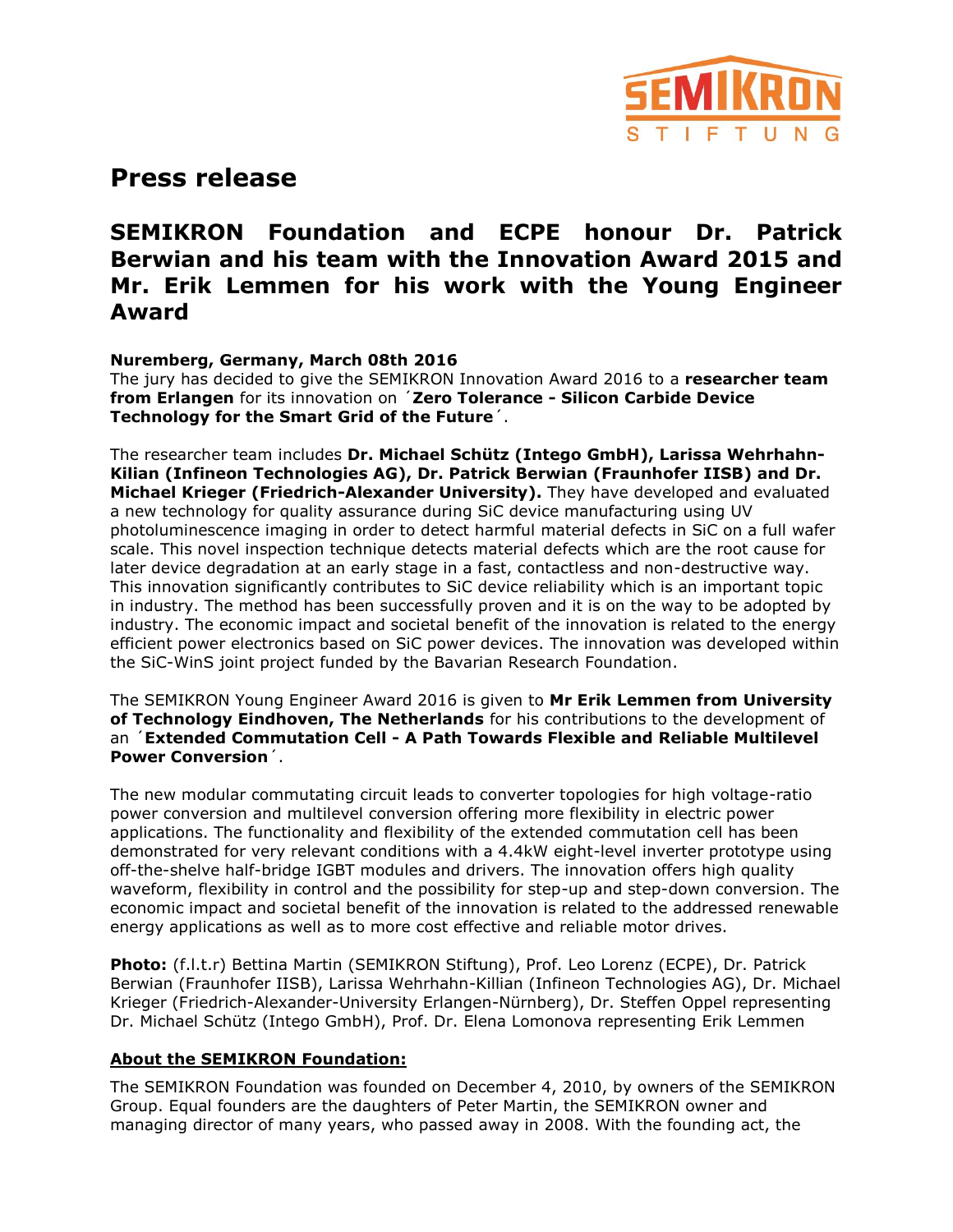# Press release

## SEMIKRON Foundation and ECPE honour Dr. Patrick Berwian and his team with the Innovation Award 2015 and Mr. Erik Lemmen for his work with the Young Engineer Award

**Nuremberg, Germany, March 08th 2016**
The jury has decided to give the SEMIKRON Innovation Award 2016 to a **researcher team from Erlangen** for its innovation on **´Zero Tolerance - Silicon Carbide Device Technology for the Smart Grid of the Future´**.

The researcher team includes **Dr. Michael Schütz (Intego GmbH), Larissa Wehrhahn-Kilian (Infineon Technologies AG), Dr. Patrick Berwian (Fraunhofer IISB) and Dr. Michael Krieger (Friedrich-Alexander University).** They have developed and evaluated a new technology for quality assurance during SiC device manufacturing using UV photoluminescence imaging in order to detect harmful material defects in SiC on a full wafer scale. This novel inspection technique detects material defects which are the root cause for later device degradation at an early stage in a fast, contactless and non-destructive way. This innovation significantly contributes to SiC device reliability which is an important topic in industry. The method has been successfully proven and it is on the way to be adopted by industry. The economic impact and societal benefit of the innovation is related to the energy efficient power electronics based on SiC power devices. The innovation was developed within the SiC-WinS joint project funded by the Bavarian Research Foundation.

The SEMIKRON Young Engineer Award 2016 is given to **Mr Erik Lemmen from University of Technology Eindhoven, The Netherlands** for his contributions to the development of an **´Extended Commutation Cell - A Path Towards Flexible and Reliable Multilevel Power Conversion´**.

The new modular commutating circuit leads to converter topologies for high voltage-ratio power conversion and multilevel conversion offering more flexibility in electric power applications. The functionality and flexibility of the extended commutation cell has been demonstrated for very relevant conditions with a 4.4kW eight-level inverter prototype using off-the-shelve half-bridge IGBT modules and drivers. The innovation offers high quality waveform, flexibility in control and the possibility for step-up and step-down conversion. The economic impact and societal benefit of the innovation is related to the addressed renewable energy applications as well as to more cost effective and reliable motor drives.

**Photo:** (f.l.t.r) Bettina Martin (SEMIKRON Stiftung), Prof. Leo Lorenz (ECPE), Dr. Patrick Berwian (Fraunhofer IISB), Larissa Wehrhahn-Killian (Infineon Technologies AG), Dr. Michael Krieger (Friedrich-Alexander-University Erlangen-Nürnberg), Dr. Steffen Oppel representing Dr. Michael Schütz (Intego GmbH), Prof. Dr. Elena Lomonova representing Erik Lemmen

**About the SEMIKRON Foundation:**

The SEMIKRON Foundation was founded on December 4, 2010, by owners of the SEMIKRON Group. Equal founders are the daughters of Peter Martin, the SEMIKRON owner and managing director of many years, who passed away in 2008. With the founding act, the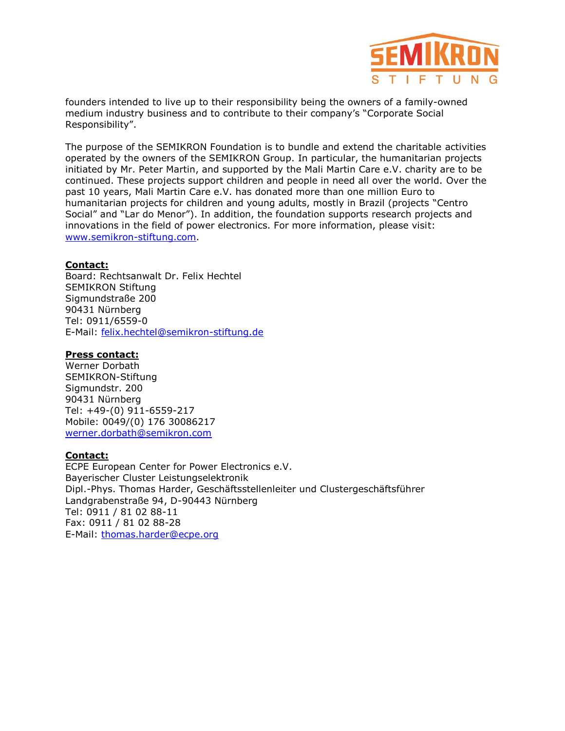founders intended to live up to their responsibility being the owners of a family-owned medium industry business and to contribute to their company's "Corporate Social Responsibility".

The purpose of the SEMIKRON Foundation is to bundle and extend the charitable activities operated by the owners of the SEMIKRON Group. In particular, the humanitarian projects initiated by Mr. Peter Martin, and supported by the Mali Martin Care e.V. charity are to be continued. These projects support children and people in need all over the world. Over the past 10 years, Mali Martin Care e.V. has donated more than one million Euro to humanitarian projects for children and young adults, mostly in Brazil (projects "Centro Social" and "Lar do Menor"). In addition, the foundation supports research projects and innovations in the field of power electronics. For more information, please visit: www.semikron-stiftung.com.

**Contact:**
Board: Rechtsanwalt Dr. Felix Hechtel
SEMIKRON Stiftung
Sigmundstraße 200
90431 Nürnberg
Tel: 0911/6559-0
E-Mail: felix.hechtel@semikron-stiftung.de

**Press contact:**
Werner Dorbath
SEMIKRON-Stiftung
Sigmundstr. 200
90431 Nürnberg
Tel: +49-(0) 911-6559-217
Mobile: 0049/(0) 176 30086217
werner.dorbath@semikron.com

**Contact:**
ECPE European Center for Power Electronics e.V.
Bayerischer Cluster Leistungselektronik
Dipl.-Phys. Thomas Harder, Geschäftsstellenleiter und Clustergeschäftsführer
Landgrabenstraße 94, D-90443 Nürnberg
Tel: 0911 / 81 02 88-11
Fax: 0911 / 81 02 88-28
E-Mail: thomas.harder@ecpe.org